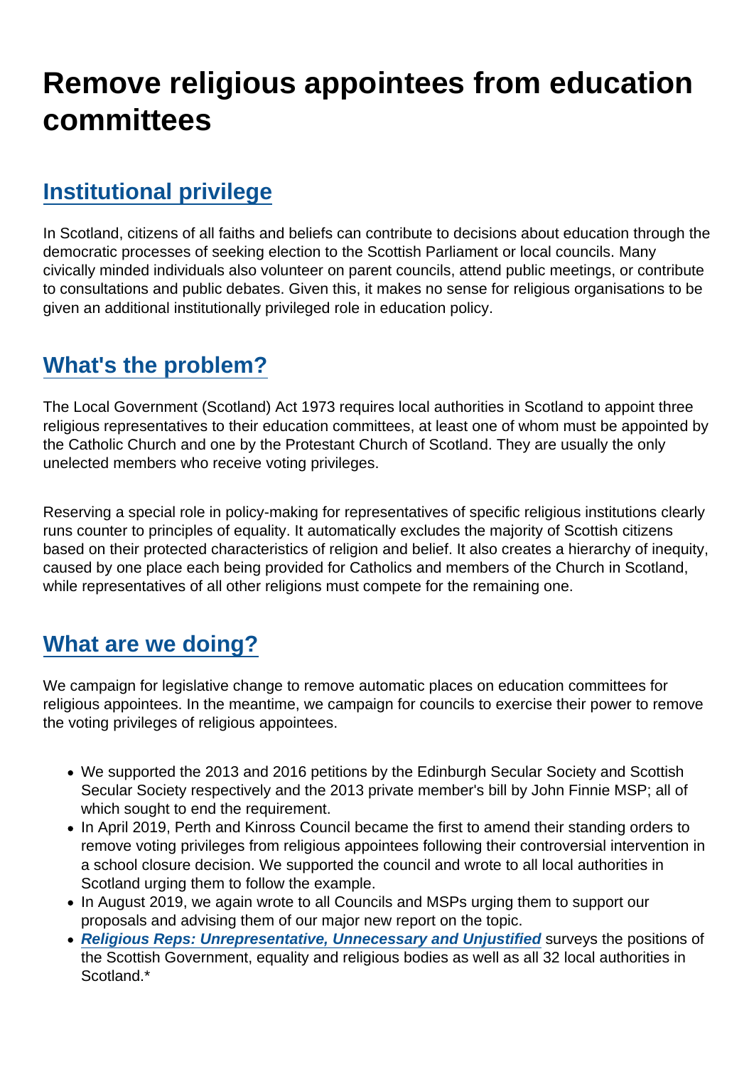# Remove religious appointees from education committees

## Institutional privilege

In Scotland, citizens of all faiths and beliefs can contribute to decisions about education through the democratic processes of seeking election to the Scottish Parliament or local councils. Many civically minded individuals also volunteer on parent councils, attend public meetings, or contribute to consultations and public debates. Given this, it makes no sense for religious organisations to be given an additional institutionally privileged role in education policy.

## What's the problem?

The Local Government (Scotland) Act 1973 requires local authorities in Scotland to appoint three religious representatives to their education committees, at least one of whom must be appointed by the Catholic Church and one by the Protestant Church of Scotland. They are usually the only unelected members who receive voting privileges.

Reserving a special role in policy-making for representatives of specific religious institutions clearly runs counter to principles of equality. It automatically excludes the majority of Scottish citizens based on their protected characteristics of religion and belief. It also creates a hierarchy of inequity, caused by one place each being provided for Catholics and members of the Church in Scotland, while representatives of all other religions must compete for the remaining one.

## What are we doing?

We campaign for legislative change to remove automatic places on education committees for religious appointees. In the meantime, we campaign for councils to exercise their power to remove the voting privileges of religious appointees.

- We supported the 2013 and 2016 petitions by the Edinburgh Secular Society and Scottish Secular Society respectively and the 2013 private member's bill by John Finnie MSP; all of which sought to end the requirement.
- In April 2019, Perth and Kinross Council became the first to amend their standing orders to remove voting privileges from religious appointees following their controversial intervention in a school closure decision. We supported the council and wrote to all local authorities in Scotland urging them to follow the example.
- In August 2019, we again wrote to all Councils and MSPs urging them to support our proposals and advising them of our major new report on the topic.
- ***Religious Reps: Unrepresentative, Unnecessary and Unjustified*** surveys the positions of the Scottish Government, equality and religious bodies as well as all 32 local authorities in Scotland.*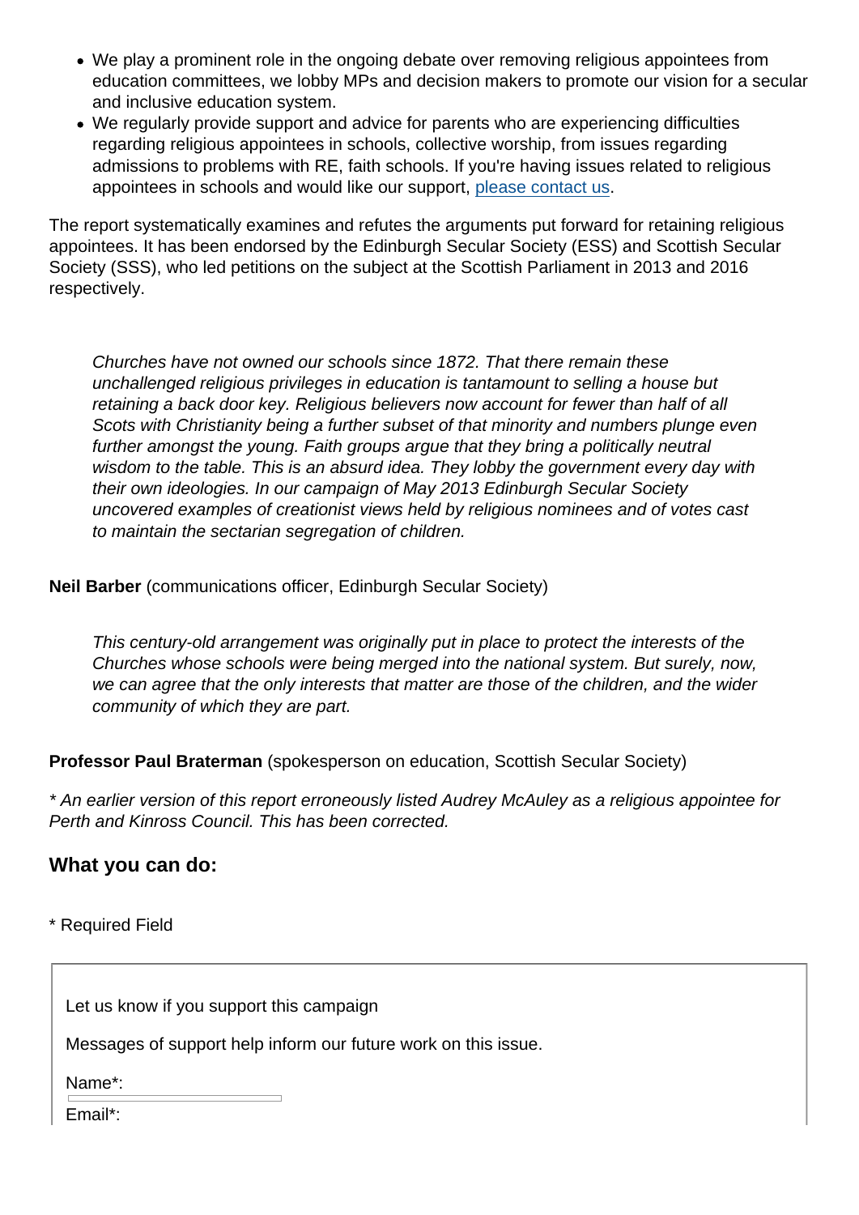- We play a prominent role in the ongoing debate over removing religious appointees from education committees, we lobby MPs and decision makers to promote our vision for a secular and inclusive education system.
- We regularly provide support and advice for parents who are experiencing difficulties regarding religious appointees in schools, collective worship, from issues regarding admissions to problems with RE, faith schools. If you're having issues related to religious appointees in schools and would like our support, please contact us.

The report systematically examines and refutes the arguments put forward for retaining religious appointees. It has been endorsed by the Edinburgh Secular Society (ESS) and Scottish Secular Society (SSS), who led petitions on the subject at the Scottish Parliament in 2013 and 2016 respectively.

> *Churches have not owned our schools since 1872. That there remain these unchallenged religious privileges in education is tantamount to selling a house but retaining a back door key. Religious believers now account for fewer than half of all Scots with Christianity being a further subset of that minority and numbers plunge even further amongst the young. Faith groups argue that they bring a politically neutral wisdom to the table. This is an absurd idea. They lobby the government every day with their own ideologies. In our campaign of May 2013 Edinburgh Secular Society uncovered examples of creationist views held by religious nominees and of votes cast to maintain the sectarian segregation of children.*

**Neil Barber** (communications officer, Edinburgh Secular Society)

> *This century-old arrangement was originally put in place to protect the interests of the Churches whose schools were being merged into the national system. But surely, now, we can agree that the only interests that matter are those of the children, and the wider community of which they are part.*

**Professor Paul Braterman** (spokesperson on education, Scottish Secular Society)

*\* An earlier version of this report erroneously listed Audrey McAuley as a religious appointee for Perth and Kinross Council. This has been corrected.*

## What you can do:

\* Required Field

Let us know if you support this campaign

Messages of support help inform our future work on this issue.

Name*:

Email*: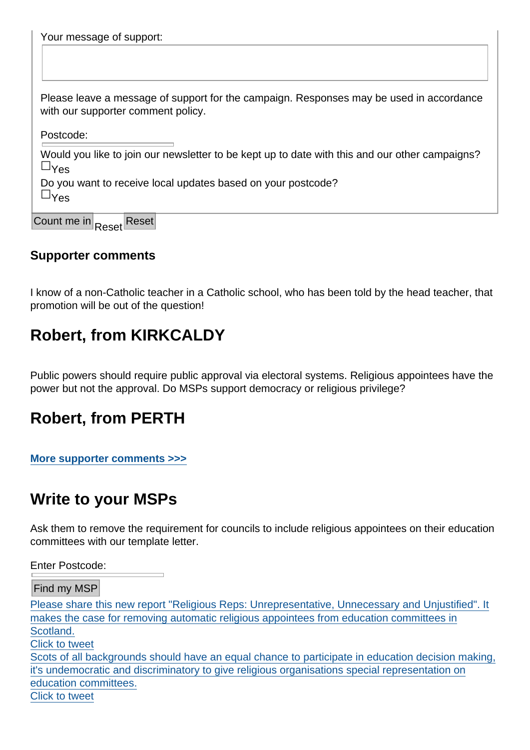Your message of support:

Please leave a message of support for the campaign. Responses may be used in accordance with our supporter comment policy.

Postcode:

Would you like to join our newsletter to be kept up to date with this and our other campaigns?
☐Yes
Do you want to receive local updates based on your postcode?
☐Yes

Count me in Reset Reset

### Supporter comments

I know of a non-Catholic teacher in a Catholic school, who has been told by the head teacher, that promotion will be out of the question!

## Robert, from KIRKCALDY

Public powers should require public approval via electoral systems. Religious appointees have the power but not the approval. Do MSPs support democracy or religious privilege?

## Robert, from PERTH

**More supporter comments >>>**

## Write to your MSPs

Ask them to remove the requirement for councils to include religious appointees on their education committees with our template letter.

Enter Postcode:

Find my MSP

Please share this new report "Religious Reps: Unrepresentative, Unnecessary and Unjustified". It makes the case for removing automatic religious appointees from education committees in Scotland.
Click to tweet
Scots of all backgrounds should have an equal chance to participate in education decision making, it's undemocratic and discriminatory to give religious organisations special representation on education committees.
Click to tweet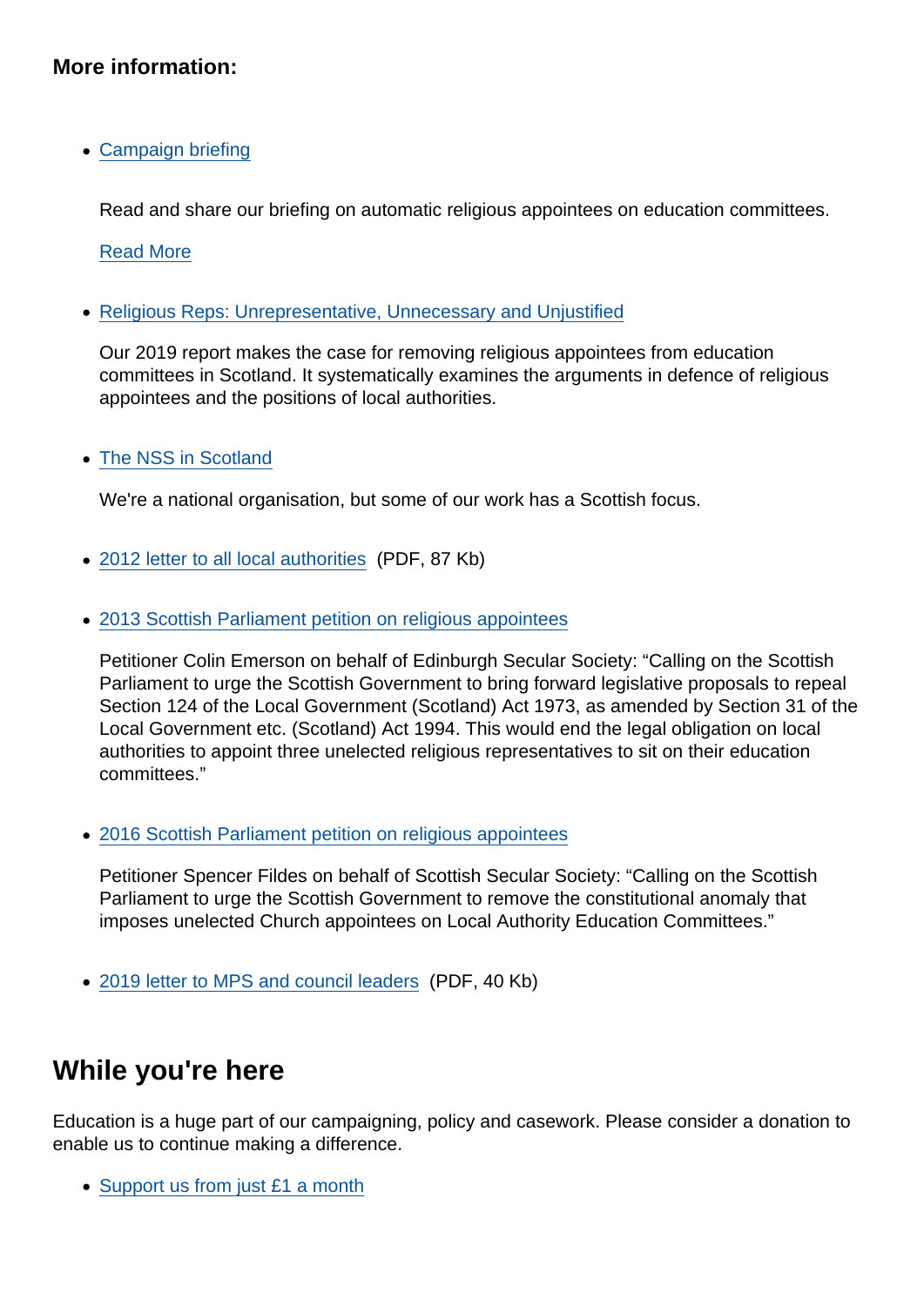**More information:**

- Campaign briefing

  Read and share our briefing on automatic religious appointees on education committees.

  Read More

- Religious Reps: Unrepresentative, Unnecessary and Unjustified

  Our 2019 report makes the case for removing religious appointees from education committees in Scotland. It systematically examines the arguments in defence of religious appointees and the positions of local authorities.

- The NSS in Scotland

  We're a national organisation, but some of our work has a Scottish focus.

- 2012 letter to all local authorities (PDF, 87 Kb)

- 2013 Scottish Parliament petition on religious appointees

  Petitioner Colin Emerson on behalf of Edinburgh Secular Society: "Calling on the Scottish Parliament to urge the Scottish Government to bring forward legislative proposals to repeal Section 124 of the Local Government (Scotland) Act 1973, as amended by Section 31 of the Local Government etc. (Scotland) Act 1994. This would end the legal obligation on local authorities to appoint three unelected religious representatives to sit on their education committees."

- 2016 Scottish Parliament petition on religious appointees

  Petitioner Spencer Fildes on behalf of Scottish Secular Society: "Calling on the Scottish Parliament to urge the Scottish Government to remove the constitutional anomaly that imposes unelected Church appointees on Local Authority Education Committees."

- 2019 letter to MPS and council leaders (PDF, 40 Kb)

## While you're here

Education is a huge part of our campaigning, policy and casework. Please consider a donation to enable us to continue making a difference.

- Support us from just £1 a month